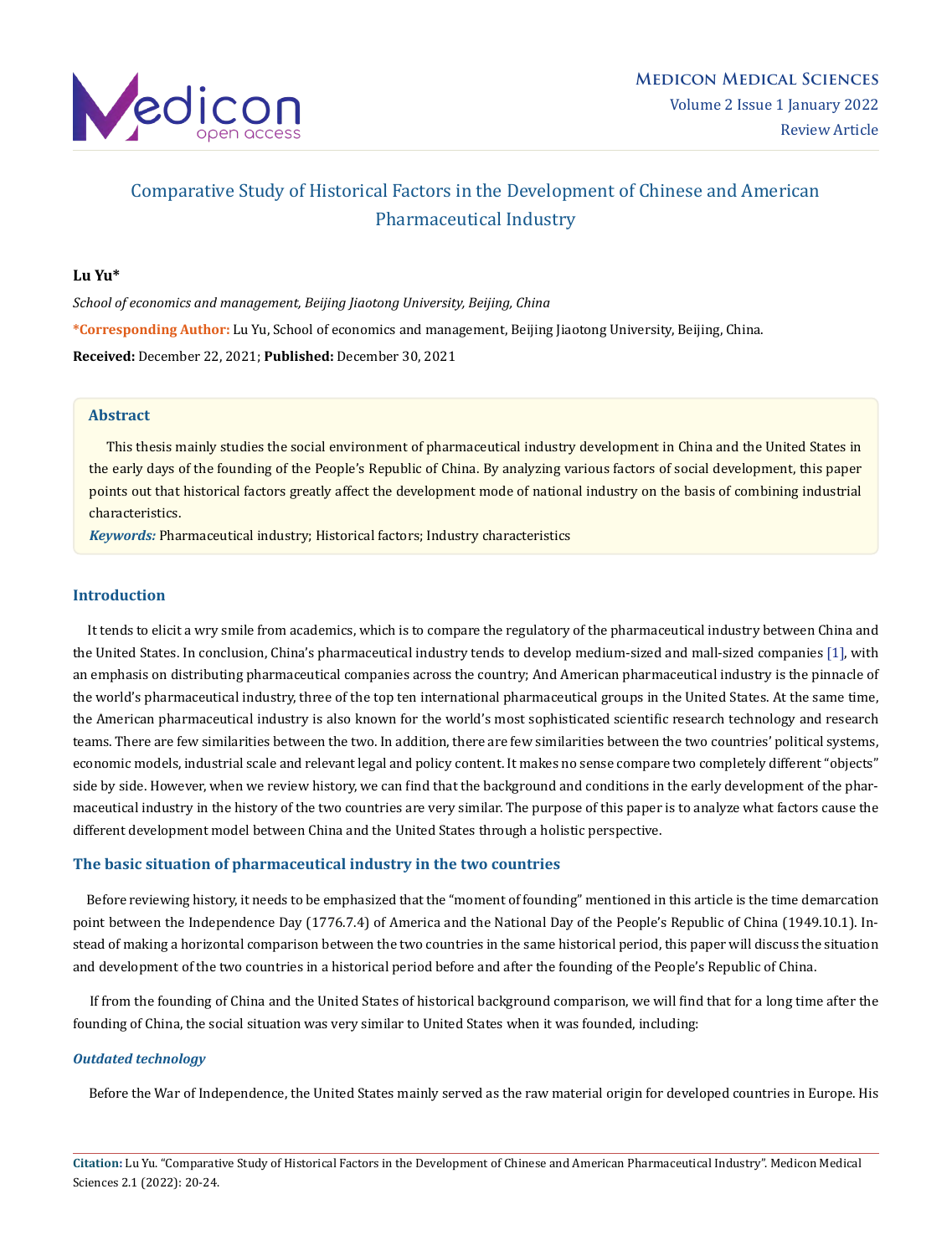# Comparative Study of Historical Factors in the Development of Chinese and American Pharmaceutical Industry

**Lu Yu***

*School of economics and management, Beijing Jiaotong University, Beijing, China*

***Corresponding Author:** Lu Yu, School of economics and management, Beijing Jiaotong University, Beijing, China.

**Received:** December 22, 2021; **Published:** December 30, 2021

## Abstract

This thesis mainly studies the social environment of pharmaceutical industry development in China and the United States in the early days of the founding of the People's Republic of China. By analyzing various factors of social development, this paper points out that historical factors greatly affect the development mode of national industry on the basis of combining industrial characteristics.

***Keywords:*** Pharmaceutical industry; Historical factors; Industry characteristics

## Introduction

It tends to elicit a wry smile from academics, which is to compare the regulatory of the pharmaceutical industry between China and the United States. In conclusion, China's pharmaceutical industry tends to develop medium-sized and mall-sized companies [1], with an emphasis on distributing pharmaceutical companies across the country; And American pharmaceutical industry is the pinnacle of the world's pharmaceutical industry, three of the top ten international pharmaceutical groups in the United States. At the same time, the American pharmaceutical industry is also known for the world's most sophisticated scientific research technology and research teams. There are few similarities between the two. In addition, there are few similarities between the two countries' political systems, economic models, industrial scale and relevant legal and policy content. It makes no sense compare two completely different "objects" side by side. However, when we review history, we can find that the background and conditions in the early development of the pharmaceutical industry in the history of the two countries are very similar. The purpose of this paper is to analyze what factors cause the different development model between China and the United States through a holistic perspective.

## The basic situation of pharmaceutical industry in the two countries

Before reviewing history, it needs to be emphasized that the "moment of founding" mentioned in this article is the time demarcation point between the Independence Day (1776.7.4) of America and the National Day of the People's Republic of China (1949.10.1). Instead of making a horizontal comparison between the two countries in the same historical period, this paper will discuss the situation and development of the two countries in a historical period before and after the founding of the People's Republic of China.

If from the founding of China and the United States of historical background comparison, we will find that for a long time after the founding of China, the social situation was very similar to United States when it was founded, including:

### *Outdated technology*

Before the War of Independence, the United States mainly served as the raw material origin for developed countries in Europe. His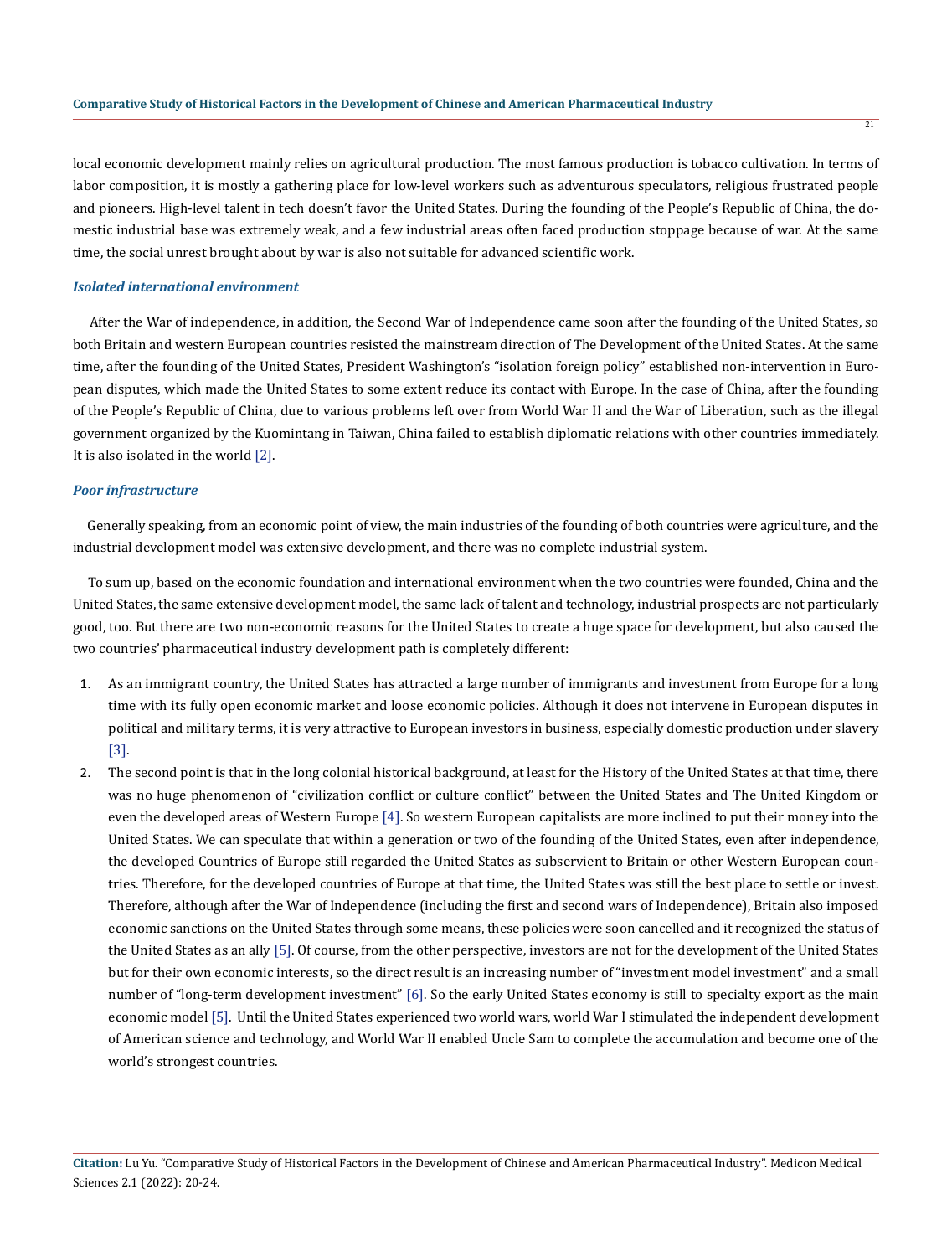local economic development mainly relies on agricultural production. The most famous production is tobacco cultivation. In terms of labor composition, it is mostly a gathering place for low-level workers such as adventurous speculators, religious frustrated people and pioneers. High-level talent in tech doesn't favor the United States. During the founding of the People's Republic of China, the domestic industrial base was extremely weak, and a few industrial areas often faced production stoppage because of war. At the same time, the social unrest brought about by war is also not suitable for advanced scientific work.

### *Isolated international environment*

After the War of independence, in addition, the Second War of Independence came soon after the founding of the United States, so both Britain and western European countries resisted the mainstream direction of The Development of the United States. At the same time, after the founding of the United States, President Washington's "isolation foreign policy" established non-intervention in European disputes, which made the United States to some extent reduce its contact with Europe. In the case of China, after the founding of the People's Republic of China, due to various problems left over from World War II and the War of Liberation, such as the illegal government organized by the Kuomintang in Taiwan, China failed to establish diplomatic relations with other countries immediately. It is also isolated in the world [2].

### *Poor infrastructure*

Generally speaking, from an economic point of view, the main industries of the founding of both countries were agriculture, and the industrial development model was extensive development, and there was no complete industrial system.

To sum up, based on the economic foundation and international environment when the two countries were founded, China and the United States, the same extensive development model, the same lack of talent and technology, industrial prospects are not particularly good, too. But there are two non-economic reasons for the United States to create a huge space for development, but also caused the two countries' pharmaceutical industry development path is completely different:

1. As an immigrant country, the United States has attracted a large number of immigrants and investment from Europe for a long time with its fully open economic market and loose economic policies. Although it does not intervene in European disputes in political and military terms, it is very attractive to European investors in business, especially domestic production under slavery [3].
2. The second point is that in the long colonial historical background, at least for the History of the United States at that time, there was no huge phenomenon of "civilization conflict or culture conflict" between the United States and The United Kingdom or even the developed areas of Western Europe [4]. So western European capitalists are more inclined to put their money into the United States. We can speculate that within a generation or two of the founding of the United States, even after independence, the developed Countries of Europe still regarded the United States as subservient to Britain or other Western European countries. Therefore, for the developed countries of Europe at that time, the United States was still the best place to settle or invest. Therefore, although after the War of Independence (including the first and second wars of Independence), Britain also imposed economic sanctions on the United States through some means, these policies were soon cancelled and it recognized the status of the United States as an ally [5]. Of course, from the other perspective, investors are not for the development of the United States but for their own economic interests, so the direct result is an increasing number of "investment model investment" and a small number of "long-term development investment" [6]. So the early United States economy is still to specialty export as the main economic model [5]. Until the United States experienced two world wars, world War I stimulated the independent development of American science and technology, and World War II enabled Uncle Sam to complete the accumulation and become one of the world's strongest countries.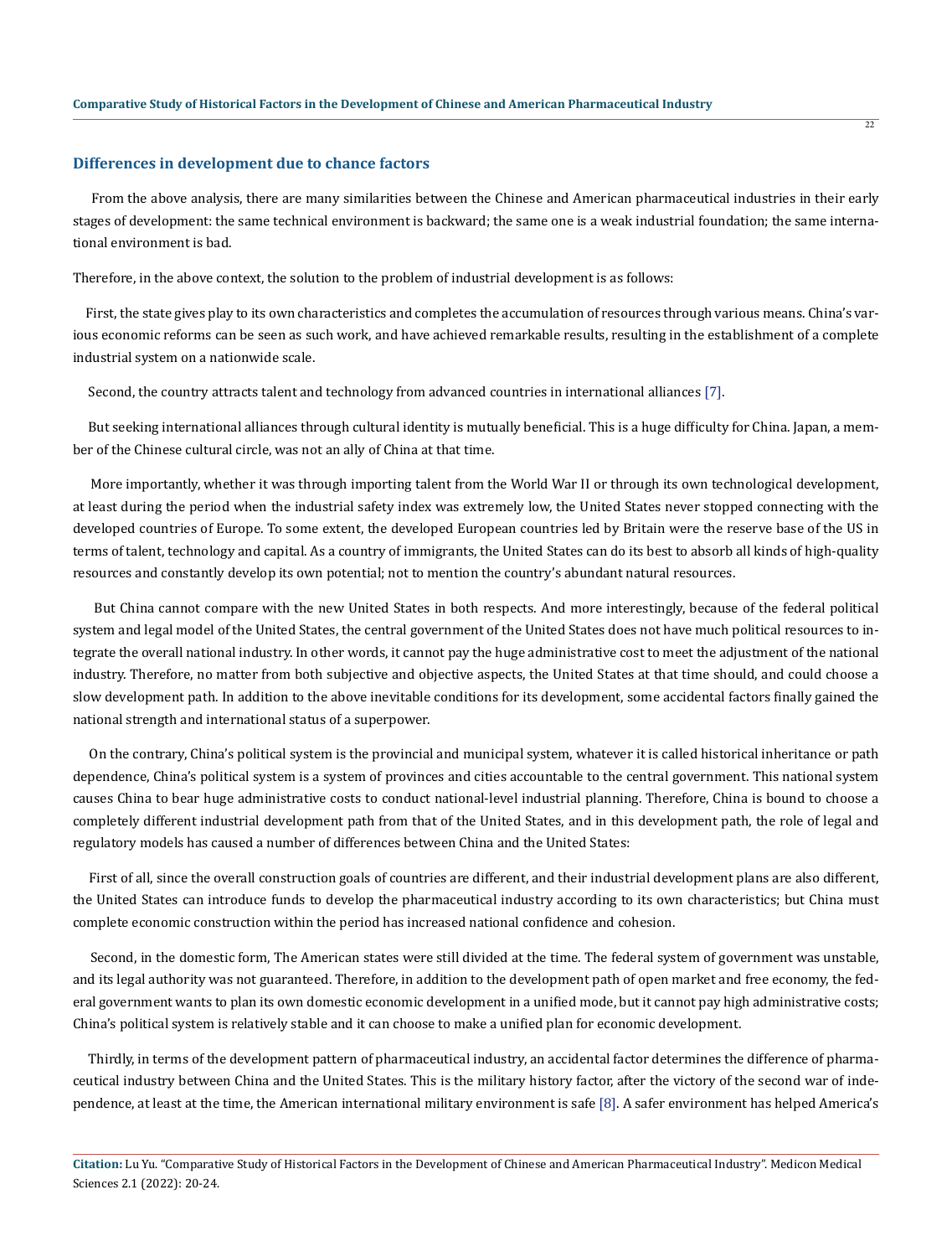## Differences in development due to chance factors

From the above analysis, there are many similarities between the Chinese and American pharmaceutical industries in their early stages of development: the same technical environment is backward; the same one is a weak industrial foundation; the same international environment is bad.

Therefore, in the above context, the solution to the problem of industrial development is as follows:

First, the state gives play to its own characteristics and completes the accumulation of resources through various means. China's various economic reforms can be seen as such work, and have achieved remarkable results, resulting in the establishment of a complete industrial system on a nationwide scale.

Second, the country attracts talent and technology from advanced countries in international alliances [7].

But seeking international alliances through cultural identity is mutually beneficial. This is a huge difficulty for China. Japan, a member of the Chinese cultural circle, was not an ally of China at that time.

More importantly, whether it was through importing talent from the World War II or through its own technological development, at least during the period when the industrial safety index was extremely low, the United States never stopped connecting with the developed countries of Europe. To some extent, the developed European countries led by Britain were the reserve base of the US in terms of talent, technology and capital. As a country of immigrants, the United States can do its best to absorb all kinds of high-quality resources and constantly develop its own potential; not to mention the country's abundant natural resources.

But China cannot compare with the new United States in both respects. And more interestingly, because of the federal political system and legal model of the United States, the central government of the United States does not have much political resources to integrate the overall national industry. In other words, it cannot pay the huge administrative cost to meet the adjustment of the national industry. Therefore, no matter from both subjective and objective aspects, the United States at that time should, and could choose a slow development path. In addition to the above inevitable conditions for its development, some accidental factors finally gained the national strength and international status of a superpower.

On the contrary, China's political system is the provincial and municipal system, whatever it is called historical inheritance or path dependence, China's political system is a system of provinces and cities accountable to the central government. This national system causes China to bear huge administrative costs to conduct national-level industrial planning. Therefore, China is bound to choose a completely different industrial development path from that of the United States, and in this development path, the role of legal and regulatory models has caused a number of differences between China and the United States:

First of all, since the overall construction goals of countries are different, and their industrial development plans are also different, the United States can introduce funds to develop the pharmaceutical industry according to its own characteristics; but China must complete economic construction within the period has increased national confidence and cohesion.

Second, in the domestic form, The American states were still divided at the time. The federal system of government was unstable, and its legal authority was not guaranteed. Therefore, in addition to the development path of open market and free economy, the federal government wants to plan its own domestic economic development in a unified mode, but it cannot pay high administrative costs; China's political system is relatively stable and it can choose to make a unified plan for economic development.

Thirdly, in terms of the development pattern of pharmaceutical industry, an accidental factor determines the difference of pharmaceutical industry between China and the United States. This is the military history factor, after the victory of the second war of independence, at least at the time, the American international military environment is safe [8]. A safer environment has helped America's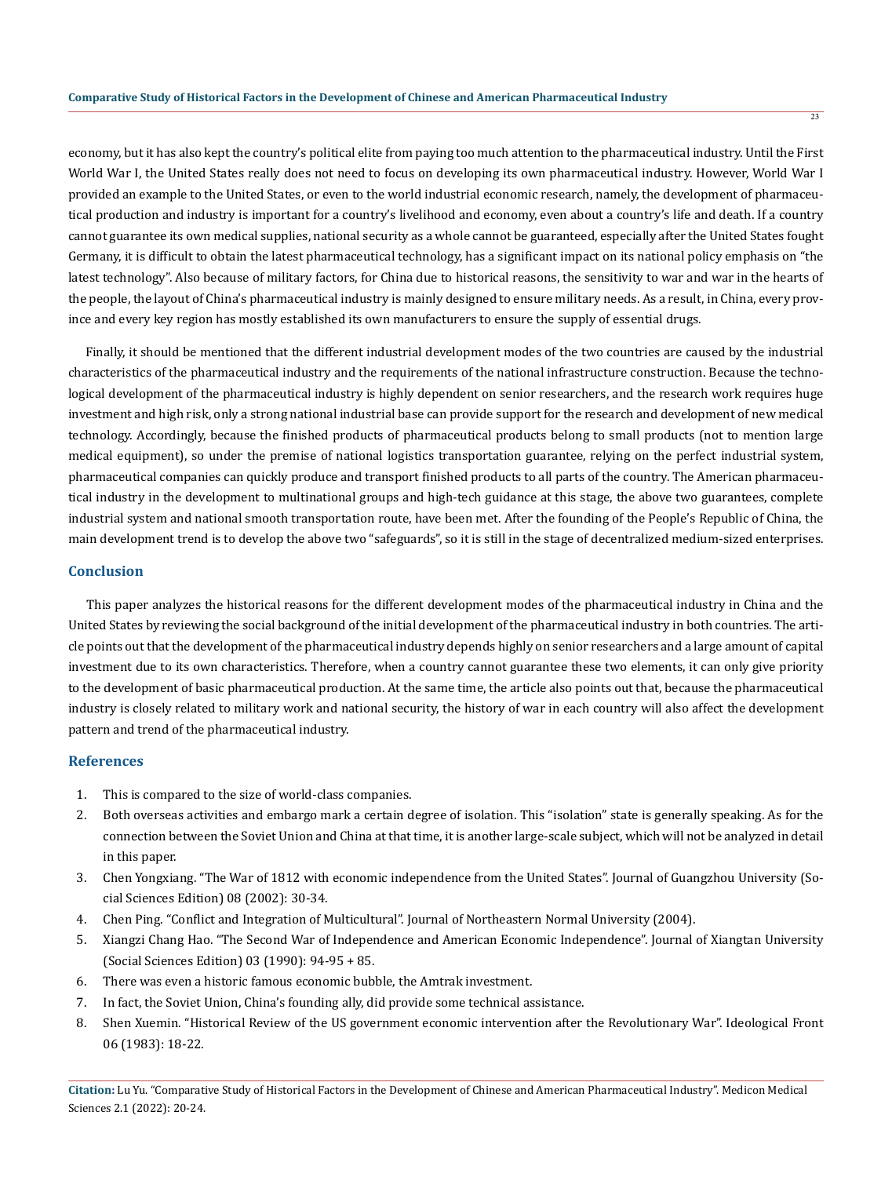economy, but it has also kept the country's political elite from paying too much attention to the pharmaceutical industry. Until the First World War I, the United States really does not need to focus on developing its own pharmaceutical industry. However, World War I provided an example to the United States, or even to the world industrial economic research, namely, the development of pharmaceutical production and industry is important for a country's livelihood and economy, even about a country's life and death. If a country cannot guarantee its own medical supplies, national security as a whole cannot be guaranteed, especially after the United States fought Germany, it is difficult to obtain the latest pharmaceutical technology, has a significant impact on its national policy emphasis on "the latest technology". Also because of military factors, for China due to historical reasons, the sensitivity to war and war in the hearts of the people, the layout of China's pharmaceutical industry is mainly designed to ensure military needs. As a result, in China, every province and every key region has mostly established its own manufacturers to ensure the supply of essential drugs.

Finally, it should be mentioned that the different industrial development modes of the two countries are caused by the industrial characteristics of the pharmaceutical industry and the requirements of the national infrastructure construction. Because the technological development of the pharmaceutical industry is highly dependent on senior researchers, and the research work requires huge investment and high risk, only a strong national industrial base can provide support for the research and development of new medical technology. Accordingly, because the finished products of pharmaceutical products belong to small products (not to mention large medical equipment), so under the premise of national logistics transportation guarantee, relying on the perfect industrial system, pharmaceutical companies can quickly produce and transport finished products to all parts of the country. The American pharmaceutical industry in the development to multinational groups and high-tech guidance at this stage, the above two guarantees, complete industrial system and national smooth transportation route, have been met. After the founding of the People's Republic of China, the main development trend is to develop the above two "safeguards", so it is still in the stage of decentralized medium-sized enterprises.

## Conclusion

This paper analyzes the historical reasons for the different development modes of the pharmaceutical industry in China and the United States by reviewing the social background of the initial development of the pharmaceutical industry in both countries. The article points out that the development of the pharmaceutical industry depends highly on senior researchers and a large amount of capital investment due to its own characteristics. Therefore, when a country cannot guarantee these two elements, it can only give priority to the development of basic pharmaceutical production. At the same time, the article also points out that, because the pharmaceutical industry is closely related to military work and national security, the history of war in each country will also affect the development pattern and trend of the pharmaceutical industry.

## References

1. This is compared to the size of world-class companies.
2. Both overseas activities and embargo mark a certain degree of isolation. This "isolation" state is generally speaking. As for the connection between the Soviet Union and China at that time, it is another large-scale subject, which will not be analyzed in detail in this paper.
3. Chen Yongxiang. "The War of 1812 with economic independence from the United States". Journal of Guangzhou University (Social Sciences Edition) 08 (2002): 30-34.
4. Chen Ping. "Conflict and Integration of Multicultural". Journal of Northeastern Normal University (2004).
5. Xiangzi Chang Hao. "The Second War of Independence and American Economic Independence". Journal of Xiangtan University (Social Sciences Edition) 03 (1990): 94-95 + 85.
6. There was even a historic famous economic bubble, the Amtrak investment.
7. In fact, the Soviet Union, China's founding ally, did provide some technical assistance.
8. Shen Xuemin. "Historical Review of the US government economic intervention after the Revolutionary War". Ideological Front 06 (1983): 18-22.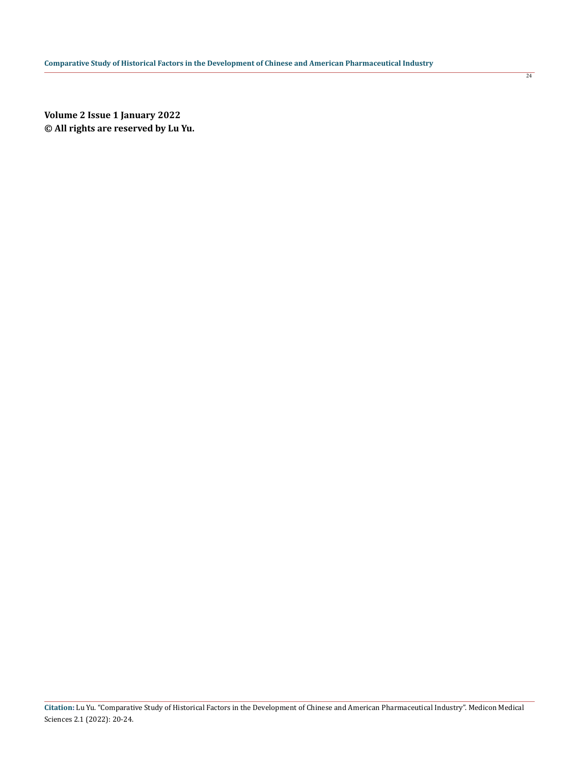**Volume 2 Issue 1 January 2022**
**© All rights are reserved by Lu Yu.**